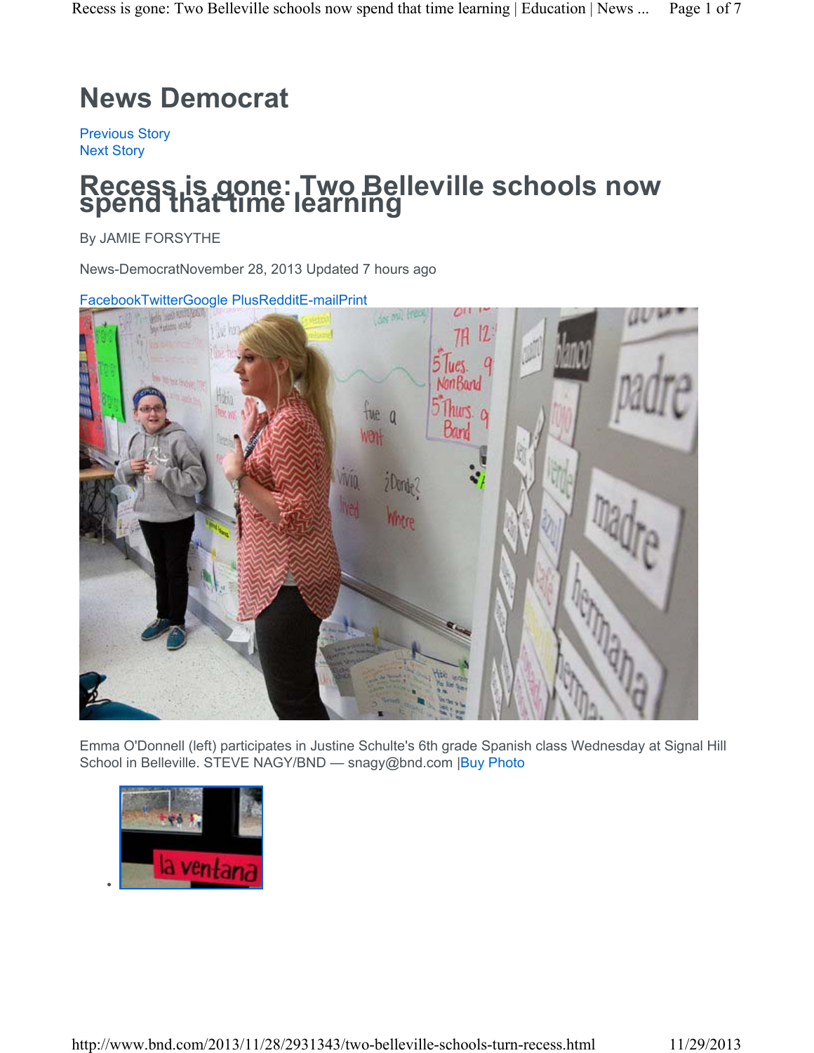# News Democrat

Previous Story
Next Story

# Recess is gone: Two Belleville schools now spend that time learning

By JAMIE FORSYTHE

News-DemocratNovember 28, 2013 Updated 7 hours ago

FacebookTwitterGoogle PlusRedditE-mailPrint

Emma O'Donnell (left) participates in Justine Schulte's 6th grade Spanish class Wednesday at Signal Hill School in Belleville. STEVE NAGY/BND — snagy@bnd.com |Buy Photo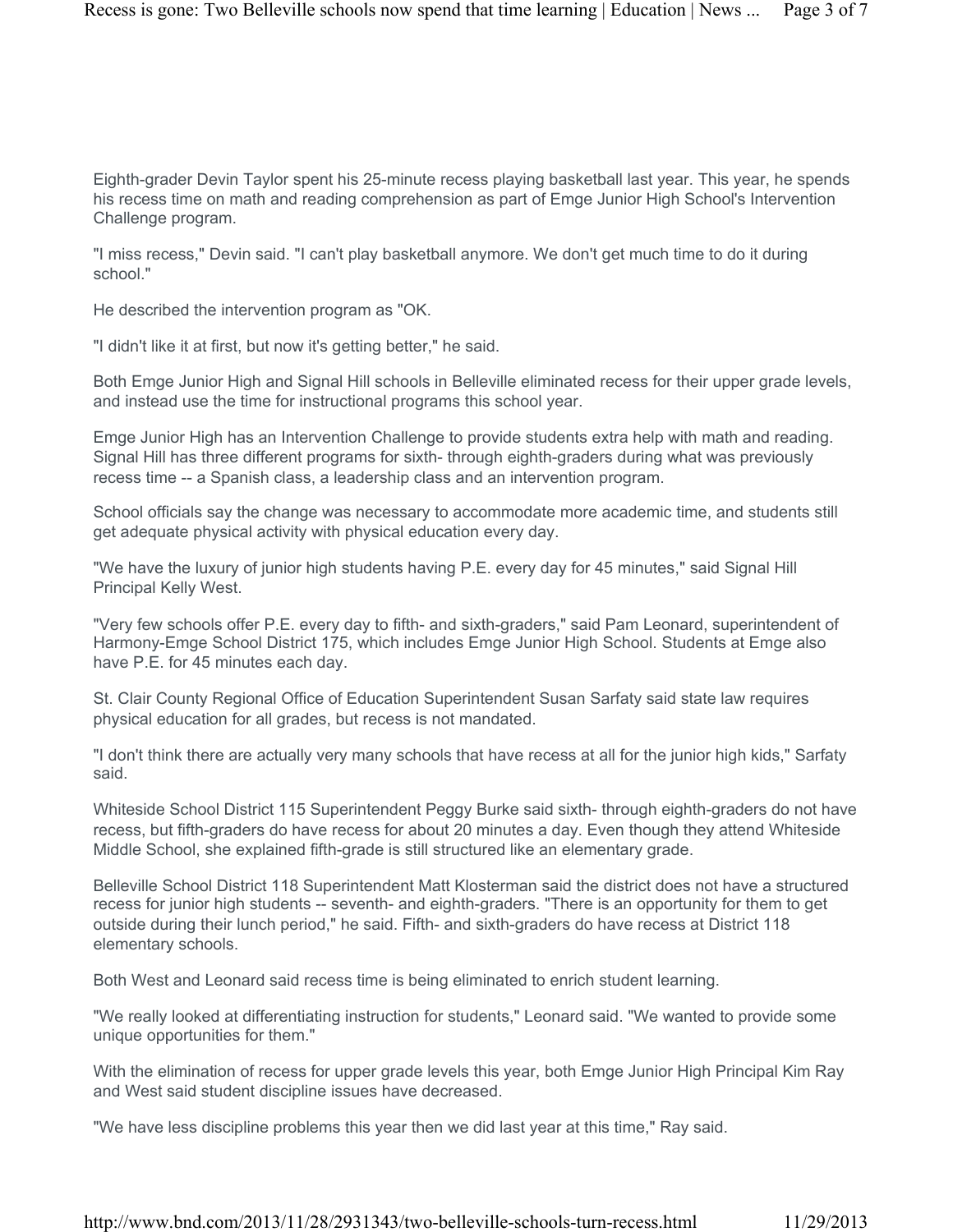Eighth-grader Devin Taylor spent his 25-minute recess playing basketball last year. This year, he spends his recess time on math and reading comprehension as part of Emge Junior High School's Intervention Challenge program.

"I miss recess," Devin said. "I can't play basketball anymore. We don't get much time to do it during school."

He described the intervention program as "OK.

"I didn't like it at first, but now it's getting better," he said.

Both Emge Junior High and Signal Hill schools in Belleville eliminated recess for their upper grade levels, and instead use the time for instructional programs this school year.

Emge Junior High has an Intervention Challenge to provide students extra help with math and reading. Signal Hill has three different programs for sixth- through eighth-graders during what was previously recess time -- a Spanish class, a leadership class and an intervention program.

School officials say the change was necessary to accommodate more academic time, and students still get adequate physical activity with physical education every day.

"We have the luxury of junior high students having P.E. every day for 45 minutes," said Signal Hill Principal Kelly West.

"Very few schools offer P.E. every day to fifth- and sixth-graders," said Pam Leonard, superintendent of Harmony-Emge School District 175, which includes Emge Junior High School. Students at Emge also have P.E. for 45 minutes each day.

St. Clair County Regional Office of Education Superintendent Susan Sarfaty said state law requires physical education for all grades, but recess is not mandated.

"I don't think there are actually very many schools that have recess at all for the junior high kids," Sarfaty said.

Whiteside School District 115 Superintendent Peggy Burke said sixth- through eighth-graders do not have recess, but fifth-graders do have recess for about 20 minutes a day. Even though they attend Whiteside Middle School, she explained fifth-grade is still structured like an elementary grade.

Belleville School District 118 Superintendent Matt Klosterman said the district does not have a structured recess for junior high students -- seventh- and eighth-graders. "There is an opportunity for them to get outside during their lunch period," he said. Fifth- and sixth-graders do have recess at District 118 elementary schools.

Both West and Leonard said recess time is being eliminated to enrich student learning.

"We really looked at differentiating instruction for students," Leonard said. "We wanted to provide some unique opportunities for them."

With the elimination of recess for upper grade levels this year, both Emge Junior High Principal Kim Ray and West said student discipline issues have decreased.

"We have less discipline problems this year then we did last year at this time," Ray said.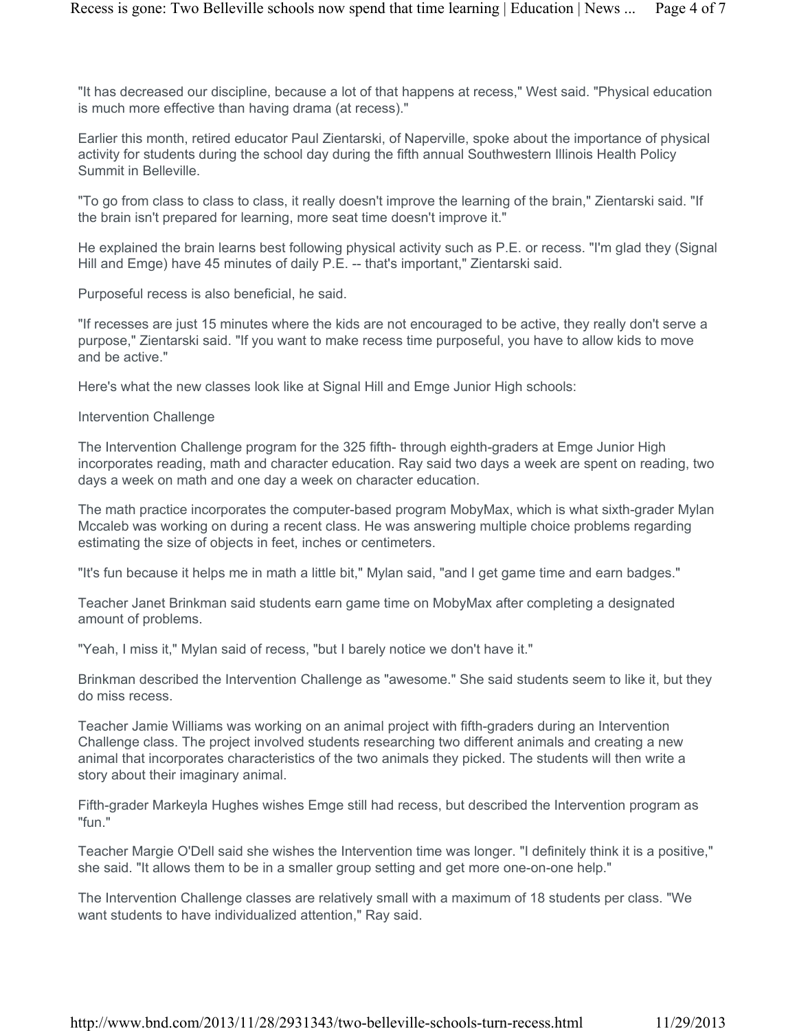"It has decreased our discipline, because a lot of that happens at recess," West said. "Physical education is much more effective than having drama (at recess)."

Earlier this month, retired educator Paul Zientarski, of Naperville, spoke about the importance of physical activity for students during the school day during the fifth annual Southwestern Illinois Health Policy Summit in Belleville.

"To go from class to class to class, it really doesn't improve the learning of the brain," Zientarski said. "If the brain isn't prepared for learning, more seat time doesn't improve it."

He explained the brain learns best following physical activity such as P.E. or recess. "I'm glad they (Signal Hill and Emge) have 45 minutes of daily P.E. -- that's important," Zientarski said.

Purposeful recess is also beneficial, he said.

"If recesses are just 15 minutes where the kids are not encouraged to be active, they really don't serve a purpose," Zientarski said. "If you want to make recess time purposeful, you have to allow kids to move and be active."

Here's what the new classes look like at Signal Hill and Emge Junior High schools:

## Intervention Challenge

The Intervention Challenge program for the 325 fifth- through eighth-graders at Emge Junior High incorporates reading, math and character education. Ray said two days a week are spent on reading, two days a week on math and one day a week on character education.

The math practice incorporates the computer-based program MobyMax, which is what sixth-grader Mylan Mccaleb was working on during a recent class. He was answering multiple choice problems regarding estimating the size of objects in feet, inches or centimeters.

"It's fun because it helps me in math a little bit," Mylan said, "and I get game time and earn badges."

Teacher Janet Brinkman said students earn game time on MobyMax after completing a designated amount of problems.

"Yeah, I miss it," Mylan said of recess, "but I barely notice we don't have it."

Brinkman described the Intervention Challenge as "awesome." She said students seem to like it, but they do miss recess.

Teacher Jamie Williams was working on an animal project with fifth-graders during an Intervention Challenge class. The project involved students researching two different animals and creating a new animal that incorporates characteristics of the two animals they picked. The students will then write a story about their imaginary animal.

Fifth-grader Markeyla Hughes wishes Emge still had recess, but described the Intervention program as "fun."

Teacher Margie O'Dell said she wishes the Intervention time was longer. "I definitely think it is a positive," she said. "It allows them to be in a smaller group setting and get more one-on-one help."

The Intervention Challenge classes are relatively small with a maximum of 18 students per class. "We want students to have individualized attention," Ray said.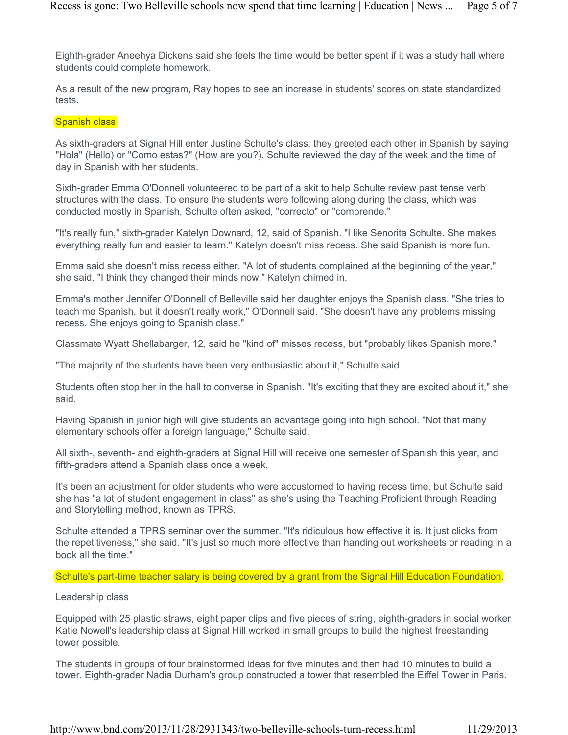Eighth-grader Aneehya Dickens said she feels the time would be better spent if it was a study hall where students could complete homework.

As a result of the new program, Ray hopes to see an increase in students' scores on state standardized tests.

## Spanish class

As sixth-graders at Signal Hill enter Justine Schulte's class, they greeted each other in Spanish by saying "Hola" (Hello) or "Como estas?" (How are you?). Schulte reviewed the day of the week and the time of day in Spanish with her students.

Sixth-grader Emma O'Donnell volunteered to be part of a skit to help Schulte review past tense verb structures with the class. To ensure the students were following along during the class, which was conducted mostly in Spanish, Schulte often asked, "correcto" or "comprende."

"It's really fun," sixth-grader Katelyn Downard, 12, said of Spanish. "I like Senorita Schulte. She makes everything really fun and easier to learn." Katelyn doesn't miss recess. She said Spanish is more fun.

Emma said she doesn't miss recess either. "A lot of students complained at the beginning of the year," she said. "I think they changed their minds now," Katelyn chimed in.

Emma's mother Jennifer O'Donnell of Belleville said her daughter enjoys the Spanish class. "She tries to teach me Spanish, but it doesn't really work," O'Donnell said. "She doesn't have any problems missing recess. She enjoys going to Spanish class."

Classmate Wyatt Shellabarger, 12, said he "kind of" misses recess, but "probably likes Spanish more."

"The majority of the students have been very enthusiastic about it," Schulte said.

Students often stop her in the hall to converse in Spanish. "It's exciting that they are excited about it," she said.

Having Spanish in junior high will give students an advantage going into high school. "Not that many elementary schools offer a foreign language," Schulte said.

All sixth-, seventh- and eighth-graders at Signal Hill will receive one semester of Spanish this year, and fifth-graders attend a Spanish class once a week.

It's been an adjustment for older students who were accustomed to having recess time, but Schulte said she has "a lot of student engagement in class" as she's using the Teaching Proficient through Reading and Storytelling method, known as TPRS.

Schulte attended a TPRS seminar over the summer. "It's ridiculous how effective it is. It just clicks from the repetitiveness," she said. "It's just so much more effective than handing out worksheets or reading in a book all the time."

Schulte's part-time teacher salary is being covered by a grant from the Signal Hill Education Foundation.

## Leadership class

Equipped with 25 plastic straws, eight paper clips and five pieces of string, eighth-graders in social worker Katie Nowell's leadership class at Signal Hill worked in small groups to build the highest freestanding tower possible.

The students in groups of four brainstormed ideas for five minutes and then had 10 minutes to build a tower. Eighth-grader Nadia Durham's group constructed a tower that resembled the Eiffel Tower in Paris.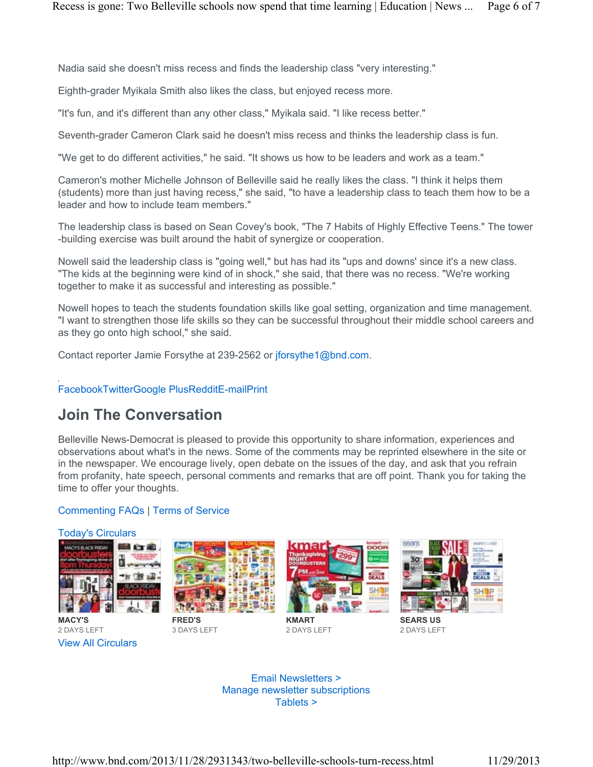Nadia said she doesn't miss recess and finds the leadership class "very interesting."

Eighth-grader Myikala Smith also likes the class, but enjoyed recess more.

"It's fun, and it's different than any other class," Myikala said. "I like recess better."

Seventh-grader Cameron Clark said he doesn't miss recess and thinks the leadership class is fun.

"We get to do different activities," he said. "It shows us how to be leaders and work as a team."

Cameron's mother Michelle Johnson of Belleville said he really likes the class. "I think it helps them (students) more than just having recess," she said, "to have a leadership class to teach them how to be a leader and how to include team members."

The leadership class is based on Sean Covey's book, "The 7 Habits of Highly Effective Teens." The tower -building exercise was built around the habit of synergize or cooperation.

Nowell said the leadership class is "going well," but has had its "ups and downs' since it's a new class. "The kids at the beginning were kind of in shock," she said, that there was no recess. "We're working together to make it as successful and interesting as possible."

Nowell hopes to teach the students foundation skills like goal setting, organization and time management. "I want to strengthen those life skills so they can be successful throughout their middle school careers and as they go onto high school," she said.

Contact reporter Jamie Forsythe at 239-2562 or jforsythe1@bnd.com.

FacebookTwitterGoogle PlusRedditE-mailPrint

## Join The Conversation

Belleville News-Democrat is pleased to provide this opportunity to share information, experiences and observations about what's in the news. Some of the comments may be reprinted elsewhere in the site or in the newspaper. We encourage lively, open debate on the issues of the day, and ask that you refrain from profanity, hate speech, personal comments and remarks that are off point. Thank you for taking the time to offer your thoughts.

Commenting FAQs | Terms of Service

Today's Circulars

MACY'S
2 DAYS LEFT

FRED'S
3 DAYS LEFT

KMART
2 DAYS LEFT

SEARS US
2 DAYS LEFT

View All Circulars

Email Newsletters >
Manage newsletter subscriptions
Tablets >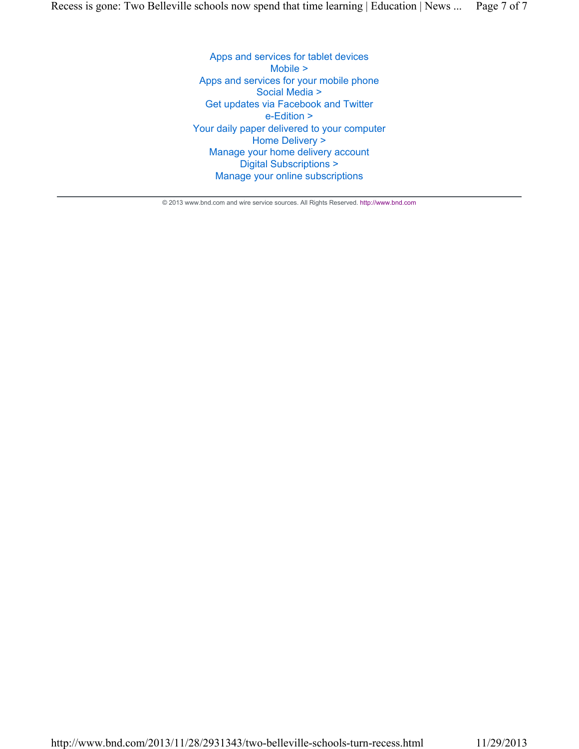Apps and services for tablet devices

Mobile >

Apps and services for your mobile phone

Social Media >

Get updates via Facebook and Twitter

e-Edition >

Your daily paper delivered to your computer

Home Delivery >

Manage your home delivery account

Digital Subscriptions >

Manage your online subscriptions

---

© 2013 www.bnd.com and wire service sources. All Rights Reserved. http://www.bnd.com